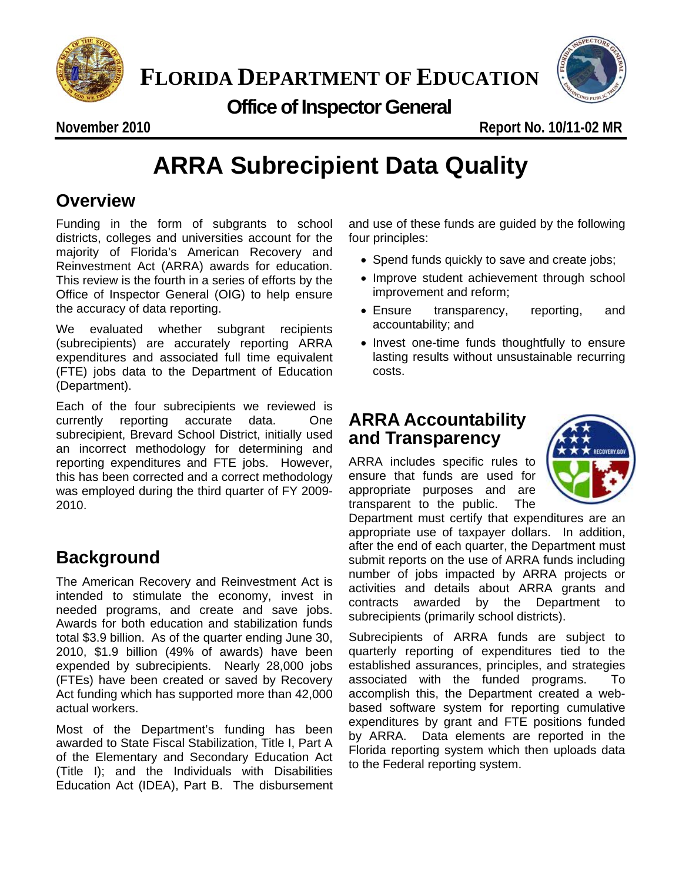# FLORIDA DEPARTMENT OF EDUCATION

**Office of Inspector General**

**November 2010** **Report No. 10/11-02 MR**

# ARRA Subrecipient Data Quality

## Overview

Funding in the form of subgrants to school districts, colleges and universities account for the majority of Florida's American Recovery and Reinvestment Act (ARRA) awards for education. This review is the fourth in a series of efforts by the Office of Inspector General (OIG) to help ensure the accuracy of data reporting.

We evaluated whether subgrant recipients (subrecipients) are accurately reporting ARRA expenditures and associated full time equivalent (FTE) jobs data to the Department of Education (Department).

Each of the four subrecipients we reviewed is currently reporting accurate data. One subrecipient, Brevard School District, initially used an incorrect methodology for determining and reporting expenditures and FTE jobs. However, this has been corrected and a correct methodology was employed during the third quarter of FY 2009-2010.

## Background

The American Recovery and Reinvestment Act is intended to stimulate the economy, invest in needed programs, and create and save jobs. Awards for both education and stabilization funds total $3.9 billion. As of the quarter ending June 30, 2010, $1.9 billion (49% of awards) have been expended by subrecipients. Nearly 28,000 jobs (FTEs) have been created or saved by Recovery Act funding which has supported more than 42,000 actual workers.

Most of the Department's funding has been awarded to State Fiscal Stabilization, Title I, Part A of the Elementary and Secondary Education Act (Title I); and the Individuals with Disabilities Education Act (IDEA), Part B. The disbursement and use of these funds are guided by the following four principles:

- Spend funds quickly to save and create jobs;
- Improve student achievement through school improvement and reform;
- Ensure transparency, reporting, and accountability; and
- Invest one-time funds thoughtfully to ensure lasting results without unsustainable recurring costs.

## ARRA Accountability and Transparency

ARRA includes specific rules to ensure that funds are used for appropriate purposes and are transparent to the public. The Department must certify that expenditures are an appropriate use of taxpayer dollars. In addition, after the end of each quarter, the Department must submit reports on the use of ARRA funds including number of jobs impacted by ARRA projects or activities and details about ARRA grants and contracts awarded by the Department to subrecipients (primarily school districts).

Subrecipients of ARRA funds are subject to quarterly reporting of expenditures tied to the established assurances, principles, and strategies associated with the funded programs. To accomplish this, the Department created a web-based software system for reporting cumulative expenditures by grant and FTE positions funded by ARRA. Data elements are reported in the Florida reporting system which then uploads data to the Federal reporting system.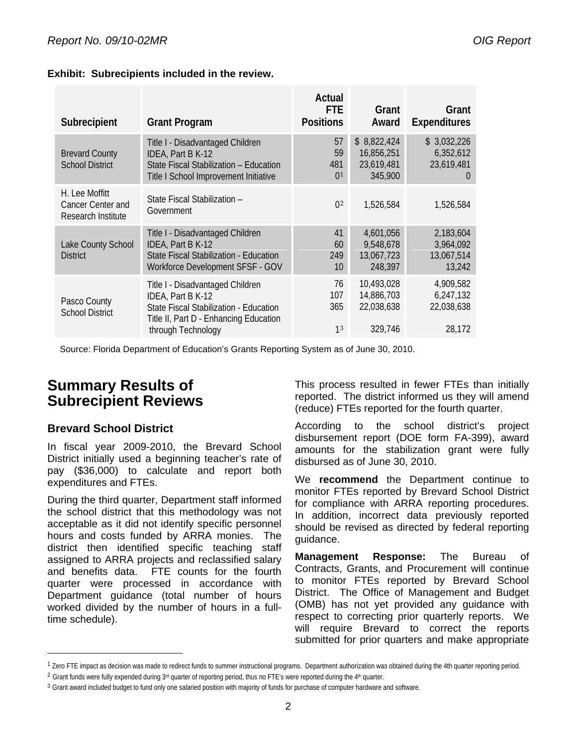**Exhibit: Subrecipients included in the review.**

| Subrecipient | Grant Program | Actual FTE Positions | Grant Award | Grant Expenditures |
|---|---|---|---|---|
| Brevard County School District | Title I - Disadvantaged Children | 57 | $ 8,822,424 | $ 3,032,226 |
| | IDEA, Part B K-12 | 59 | 16,856,251 | 6,352,612 |
| | State Fiscal Stabilization – Education | 481 | 23,619,481 | 23,619,481 |
| | Title I School Improvement Initiative | 0[1] | 345,900 | 0 |
| H. Lee Moffitt Cancer Center and Research Institute | State Fiscal Stabilization – Government | 0[2] | 1,526,584 | 1,526,584 |
| Lake County School District | Title I - Disadvantaged Children | 41 | 4,601,056 | 2,183,604 |
| | IDEA, Part B K-12 | 60 | 9,548,678 | 3,964,092 |
| | State Fiscal Stabilization - Education | 249 | 13,067,723 | 13,067,514 |
| | Workforce Development SFSF - GOV | 10 | 248,397 | 13,242 |
| Pasco County School District | Title I - Disadvantaged Children | 76 | 10,493,028 | 4,909,582 |
| | IDEA, Part B K-12 | 107 | 14,886,703 | 6,247,132 |
| | State Fiscal Stabilization - Education | 365 | 22,038,638 | 22,038,638 |
| | Title II, Part D - Enhancing Education through Technology | 1[3] | 329,746 | 28,172 |

Source: Florida Department of Education's Grants Reporting System as of June 30, 2010.

## Summary Results of Subrecipient Reviews

### Brevard School District

In fiscal year 2009-2010, the Brevard School District initially used a beginning teacher's rate of pay ($36,000) to calculate and report both expenditures and FTEs.

During the third quarter, Department staff informed the school district that this methodology was not acceptable as it did not identify specific personnel hours and costs funded by ARRA monies. The district then identified specific teaching staff assigned to ARRA projects and reclassified salary and benefits data. FTE counts for the fourth quarter were processed in accordance with Department guidance (total number of hours worked divided by the number of hours in a full-time schedule).

This process resulted in fewer FTEs than initially reported. The district informed us they will amend (reduce) FTEs reported for the fourth quarter.

According to the school district's project disbursement report (DOE form FA-399), award amounts for the stabilization grant were fully disbursed as of June 30, 2010.

We **recommend** the Department continue to monitor FTEs reported by Brevard School District for compliance with ARRA reporting procedures. In addition, incorrect data previously reported should be revised as directed by federal reporting guidance.

**Management Response:** The Bureau of Contracts, Grants, and Procurement will continue to monitor FTEs reported by Brevard School District. The Office of Management and Budget (OMB) has not yet provided any guidance with respect to correcting prior quarterly reports. We will require Brevard to correct the reports submitted for prior quarters and make appropriate

---

[1] Zero FTE impact as decision was made to redirect funds to summer instructional programs. Department authorization was obtained during the 4th quarter reporting period.

[2] Grant funds were fully expended during 3rd quarter of reporting period, thus no FTE's were reported during the 4th quarter.

[3] Grant award included budget to fund only one salaried position with majority of funds for purchase of computer hardware and software.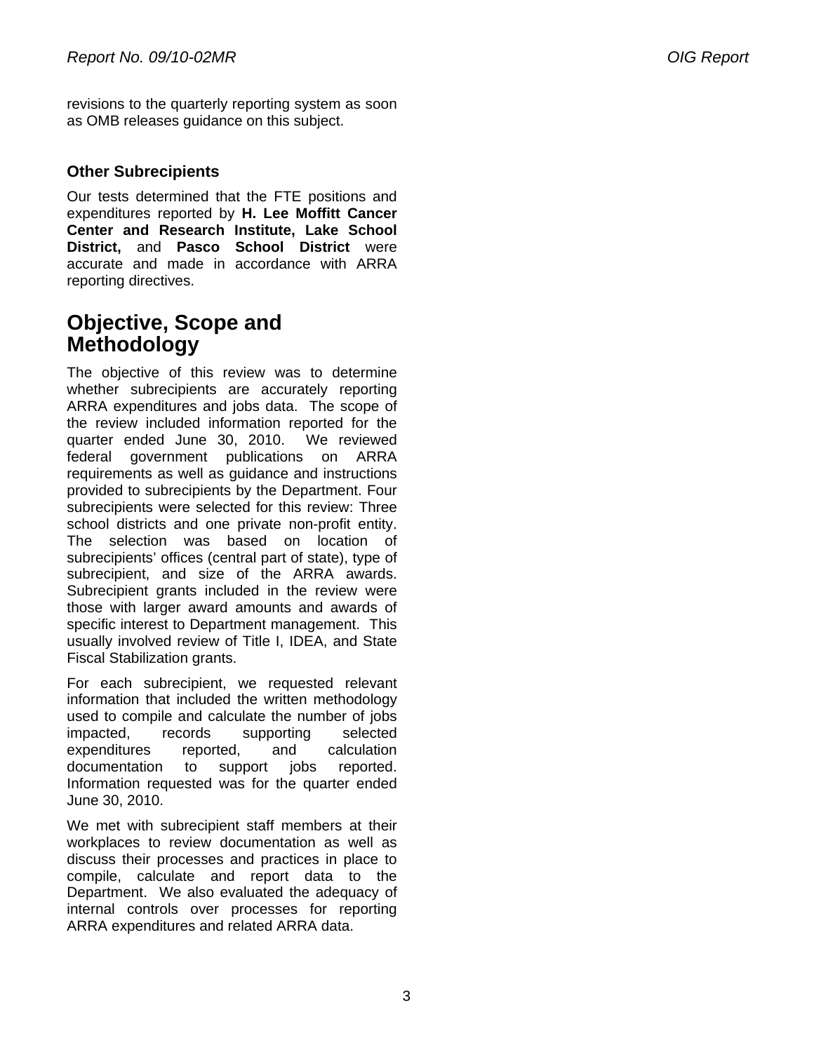revisions to the quarterly reporting system as soon as OMB releases guidance on this subject.

### Other Subrecipients

Our tests determined that the FTE positions and expenditures reported by **H. Lee Moffitt Cancer Center and Research Institute, Lake School District,** and **Pasco School District** were accurate and made in accordance with ARRA reporting directives.

## Objective, Scope and Methodology

The objective of this review was to determine whether subrecipients are accurately reporting ARRA expenditures and jobs data. The scope of the review included information reported for the quarter ended June 30, 2010. We reviewed federal government publications on ARRA requirements as well as guidance and instructions provided to subrecipients by the Department. Four subrecipients were selected for this review: Three school districts and one private non-profit entity. The selection was based on location of subrecipients' offices (central part of state), type of subrecipient, and size of the ARRA awards. Subrecipient grants included in the review were those with larger award amounts and awards of specific interest to Department management. This usually involved review of Title I, IDEA, and State Fiscal Stabilization grants.

For each subrecipient, we requested relevant information that included the written methodology used to compile and calculate the number of jobs impacted, records supporting selected expenditures reported, and calculation documentation to support jobs reported. Information requested was for the quarter ended June 30, 2010.

We met with subrecipient staff members at their workplaces to review documentation as well as discuss their processes and practices in place to compile, calculate and report data to the Department. We also evaluated the adequacy of internal controls over processes for reporting ARRA expenditures and related ARRA data.